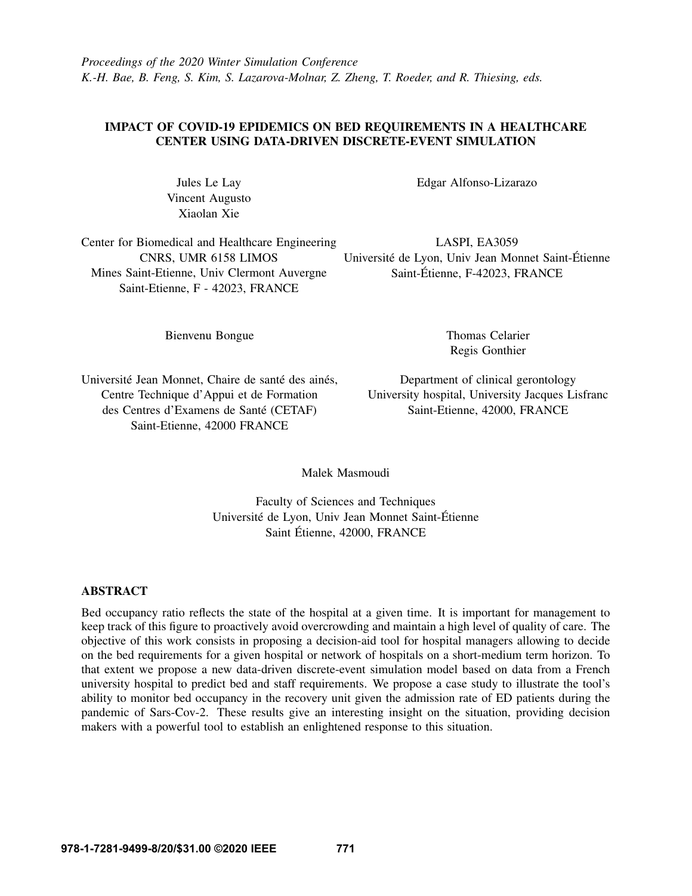*Proceedings of the 2020 Winter Simulation Conference*
*K.-H. Bae, B. Feng, S. Kim, S. Lazarova-Molnar, Z. Zheng, T. Roeder, and R. Thiesing, eds.*

# IMPACT OF COVID-19 EPIDEMICS ON BED REQUIREMENTS IN A HEALTHCARE CENTER USING DATA-DRIVEN DISCRETE-EVENT SIMULATION

Jules Le Lay
Vincent Augusto
Xiaolan Xie

Center for Biomedical and Healthcare Engineering
CNRS, UMR 6158 LIMOS
Mines Saint-Etienne, Univ Clermont Auvergne
Saint-Etienne, F - 42023, FRANCE

Edgar Alfonso-Lizarazo

LASPI, EA3059
Université de Lyon, Univ Jean Monnet Saint-Étienne
Saint-Étienne, F-42023, FRANCE

Bienvenu Bongue

Université Jean Monnet, Chaire de santé des ainés,
Centre Technique d'Appui et de Formation
des Centres d'Examens de Santé (CETAF)
Saint-Etienne, 42000 FRANCE

Thomas Celarier
Regis Gonthier

Department of clinical gerontology
University hospital, University Jacques Lisfranc
Saint-Etienne, 42000, FRANCE

Malek Masmoudi

Faculty of Sciences and Techniques
Université de Lyon, Univ Jean Monnet Saint-Étienne
Saint Étienne, 42000, FRANCE

## ABSTRACT

Bed occupancy ratio reflects the state of the hospital at a given time. It is important for management to keep track of this figure to proactively avoid overcrowding and maintain a high level of quality of care. The objective of this work consists in proposing a decision-aid tool for hospital managers allowing to decide on the bed requirements for a given hospital or network of hospitals on a short-medium term horizon. To that extent we propose a new data-driven discrete-event simulation model based on data from a French university hospital to predict bed and staff requirements. We propose a case study to illustrate the tool's ability to monitor bed occupancy in the recovery unit given the admission rate of ED patients during the pandemic of Sars-Cov-2. These results give an interesting insight on the situation, providing decision makers with a powerful tool to establish an enlightened response to this situation.

978-1-7281-9499-8/20/$31.00 ©2020 IEEE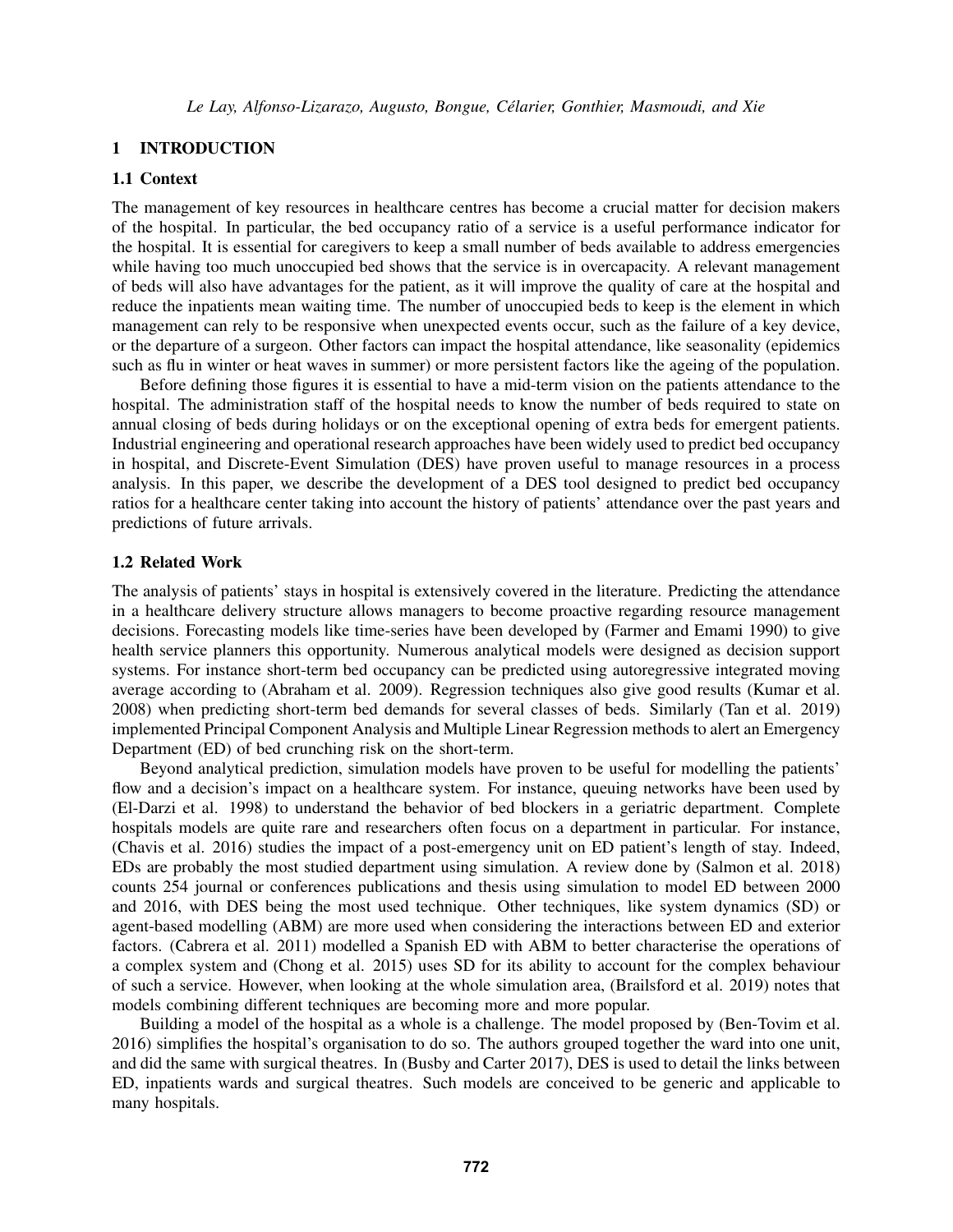## 1 INTRODUCTION

### 1.1 Context

The management of key resources in healthcare centres has become a crucial matter for decision makers of the hospital. In particular, the bed occupancy ratio of a service is a useful performance indicator for the hospital. It is essential for caregivers to keep a small number of beds available to address emergencies while having too much unoccupied bed shows that the service is in overcapacity. A relevant management of beds will also have advantages for the patient, as it will improve the quality of care at the hospital and reduce the inpatients mean waiting time. The number of unoccupied beds to keep is the element in which management can rely to be responsive when unexpected events occur, such as the failure of a key device, or the departure of a surgeon. Other factors can impact the hospital attendance, like seasonality (epidemics such as flu in winter or heat waves in summer) or more persistent factors like the ageing of the population.

Before defining those figures it is essential to have a mid-term vision on the patients attendance to the hospital. The administration staff of the hospital needs to know the number of beds required to state on annual closing of beds during holidays or on the exceptional opening of extra beds for emergent patients. Industrial engineering and operational research approaches have been widely used to predict bed occupancy in hospital, and Discrete-Event Simulation (DES) have proven useful to manage resources in a process analysis. In this paper, we describe the development of a DES tool designed to predict bed occupancy ratios for a healthcare center taking into account the history of patients' attendance over the past years and predictions of future arrivals.

### 1.2 Related Work

The analysis of patients' stays in hospital is extensively covered in the literature. Predicting the attendance in a healthcare delivery structure allows managers to become proactive regarding resource management decisions. Forecasting models like time-series have been developed by (Farmer and Emami 1990) to give health service planners this opportunity. Numerous analytical models were designed as decision support systems. For instance short-term bed occupancy can be predicted using autoregressive integrated moving average according to (Abraham et al. 2009). Regression techniques also give good results (Kumar et al. 2008) when predicting short-term bed demands for several classes of beds. Similarly (Tan et al. 2019) implemented Principal Component Analysis and Multiple Linear Regression methods to alert an Emergency Department (ED) of bed crunching risk on the short-term.

Beyond analytical prediction, simulation models have proven to be useful for modelling the patients' flow and a decision's impact on a healthcare system. For instance, queuing networks have been used by (El-Darzi et al. 1998) to understand the behavior of bed blockers in a geriatric department. Complete hospitals models are quite rare and researchers often focus on a department in particular. For instance, (Chavis et al. 2016) studies the impact of a post-emergency unit on ED patient's length of stay. Indeed, EDs are probably the most studied department using simulation. A review done by (Salmon et al. 2018) counts 254 journal or conferences publications and thesis using simulation to model ED between 2000 and 2016, with DES being the most used technique. Other techniques, like system dynamics (SD) or agent-based modelling (ABM) are more used when considering the interactions between ED and exterior factors. (Cabrera et al. 2011) modelled a Spanish ED with ABM to better characterise the operations of a complex system and (Chong et al. 2015) uses SD for its ability to account for the complex behaviour of such a service. However, when looking at the whole simulation area, (Brailsford et al. 2019) notes that models combining different techniques are becoming more and more popular.

Building a model of the hospital as a whole is a challenge. The model proposed by (Ben-Tovim et al. 2016) simplifies the hospital's organisation to do so. The authors grouped together the ward into one unit, and did the same with surgical theatres. In (Busby and Carter 2017), DES is used to detail the links between ED, inpatients wards and surgical theatres. Such models are conceived to be generic and applicable to many hospitals.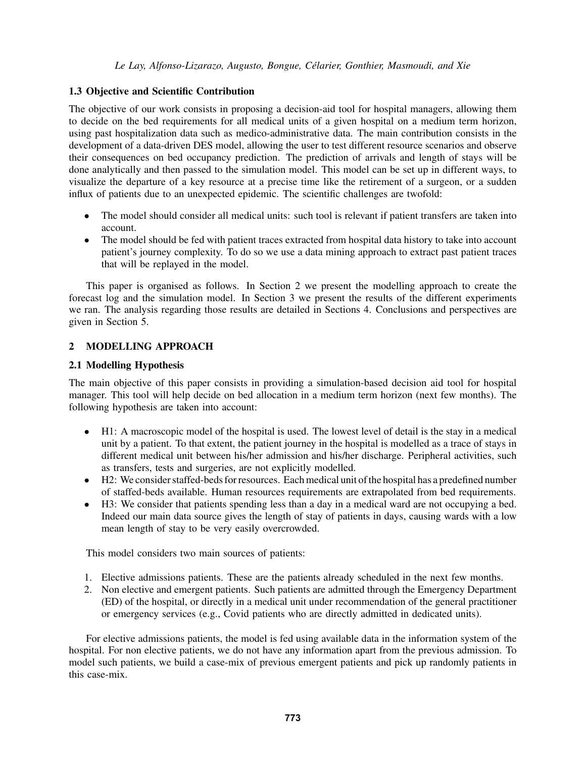### 1.3 Objective and Scientific Contribution

The objective of our work consists in proposing a decision-aid tool for hospital managers, allowing them to decide on the bed requirements for all medical units of a given hospital on a medium term horizon, using past hospitalization data such as medico-administrative data. The main contribution consists in the development of a data-driven DES model, allowing the user to test different resource scenarios and observe their consequences on bed occupancy prediction. The prediction of arrivals and length of stays will be done analytically and then passed to the simulation model. This model can be set up in different ways, to visualize the departure of a key resource at a precise time like the retirement of a surgeon, or a sudden influx of patients due to an unexpected epidemic. The scientific challenges are twofold:

- The model should consider all medical units: such tool is relevant if patient transfers are taken into account.
- The model should be fed with patient traces extracted from hospital data history to take into account patient's journey complexity. To do so we use a data mining approach to extract past patient traces that will be replayed in the model.

This paper is organised as follows. In Section 2 we present the modelling approach to create the forecast log and the simulation model. In Section 3 we present the results of the different experiments we ran. The analysis regarding those results are detailed in Sections 4. Conclusions and perspectives are given in Section 5.

## 2 MODELLING APPROACH

### 2.1 Modelling Hypothesis

The main objective of this paper consists in providing a simulation-based decision aid tool for hospital manager. This tool will help decide on bed allocation in a medium term horizon (next few months). The following hypothesis are taken into account:

- H1: A macroscopic model of the hospital is used. The lowest level of detail is the stay in a medical unit by a patient. To that extent, the patient journey in the hospital is modelled as a trace of stays in different medical unit between his/her admission and his/her discharge. Peripheral activities, such as transfers, tests and surgeries, are not explicitly modelled.
- H2: We consider staffed-beds for resources. Each medical unit of the hospital has a predefined number of staffed-beds available. Human resources requirements are extrapolated from bed requirements.
- H3: We consider that patients spending less than a day in a medical ward are not occupying a bed. Indeed our main data source gives the length of stay of patients in days, causing wards with a low mean length of stay to be very easily overcrowded.

This model considers two main sources of patients:

1. Elective admissions patients. These are the patients already scheduled in the next few months.
2. Non elective and emergent patients. Such patients are admitted through the Emergency Department (ED) of the hospital, or directly in a medical unit under recommendation of the general practitioner or emergency services (e.g., Covid patients who are directly admitted in dedicated units).

For elective admissions patients, the model is fed using available data in the information system of the hospital. For non elective patients, we do not have any information apart from the previous admission. To model such patients, we build a case-mix of previous emergent patients and pick up randomly patients in this case-mix.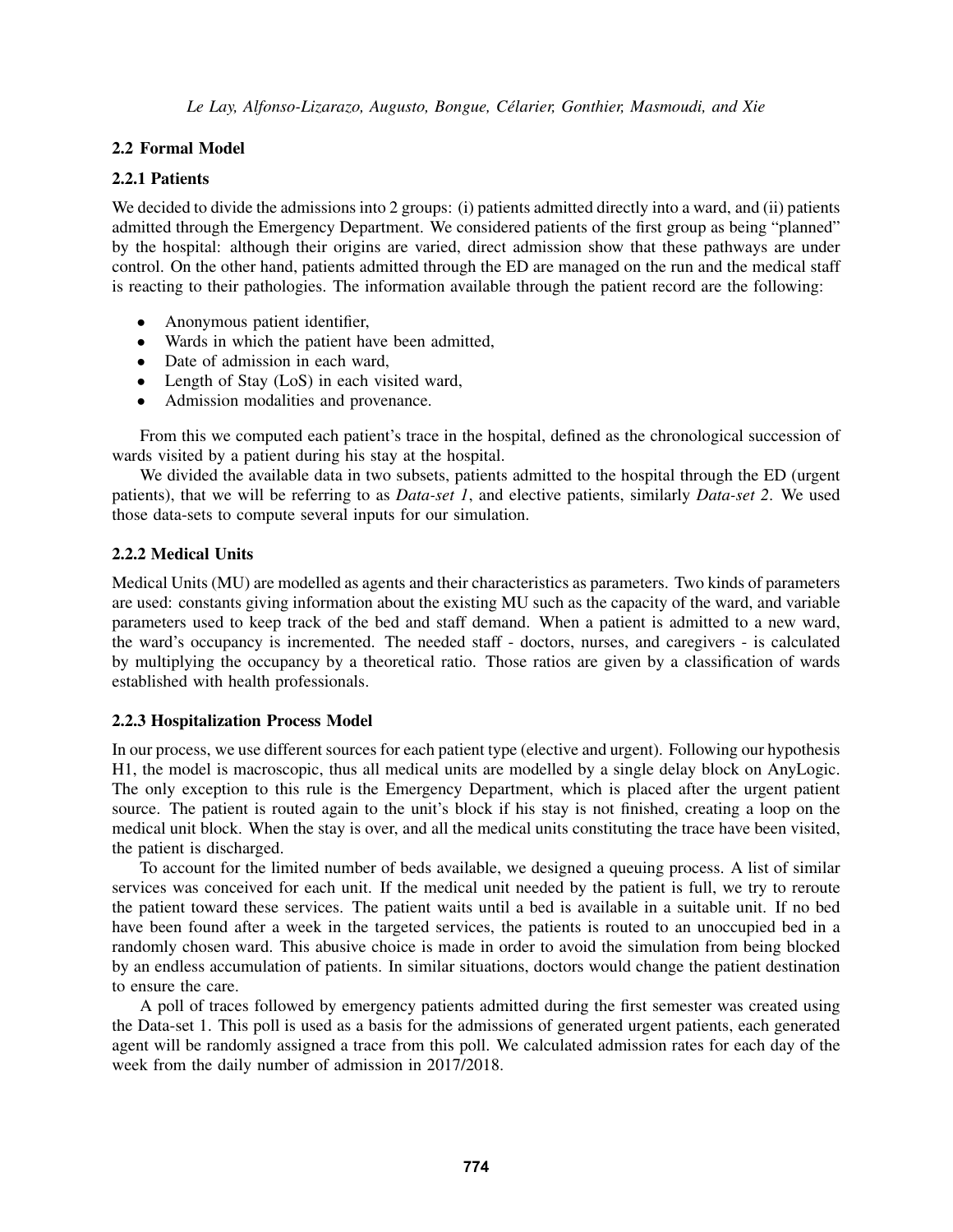### 2.2 Formal Model

#### 2.2.1 Patients

We decided to divide the admissions into 2 groups: (i) patients admitted directly into a ward, and (ii) patients admitted through the Emergency Department. We considered patients of the first group as being "planned" by the hospital: although their origins are varied, direct admission show that these pathways are under control. On the other hand, patients admitted through the ED are managed on the run and the medical staff is reacting to their pathologies. The information available through the patient record are the following:

- Anonymous patient identifier,
- Wards in which the patient have been admitted,
- Date of admission in each ward,
- Length of Stay (LoS) in each visited ward,
- Admission modalities and provenance.

From this we computed each patient's trace in the hospital, defined as the chronological succession of wards visited by a patient during his stay at the hospital.

We divided the available data in two subsets, patients admitted to the hospital through the ED (urgent patients), that we will be referring to as *Data-set 1*, and elective patients, similarly *Data-set 2*. We used those data-sets to compute several inputs for our simulation.

#### 2.2.2 Medical Units

Medical Units (MU) are modelled as agents and their characteristics as parameters. Two kinds of parameters are used: constants giving information about the existing MU such as the capacity of the ward, and variable parameters used to keep track of the bed and staff demand. When a patient is admitted to a new ward, the ward's occupancy is incremented. The needed staff - doctors, nurses, and caregivers - is calculated by multiplying the occupancy by a theoretical ratio. Those ratios are given by a classification of wards established with health professionals.

#### 2.2.3 Hospitalization Process Model

In our process, we use different sources for each patient type (elective and urgent). Following our hypothesis H1, the model is macroscopic, thus all medical units are modelled by a single delay block on AnyLogic. The only exception to this rule is the Emergency Department, which is placed after the urgent patient source. The patient is routed again to the unit's block if his stay is not finished, creating a loop on the medical unit block. When the stay is over, and all the medical units constituting the trace have been visited, the patient is discharged.

To account for the limited number of beds available, we designed a queuing process. A list of similar services was conceived for each unit. If the medical unit needed by the patient is full, we try to reroute the patient toward these services. The patient waits until a bed is available in a suitable unit. If no bed have been found after a week in the targeted services, the patients is routed to an unoccupied bed in a randomly chosen ward. This abusive choice is made in order to avoid the simulation from being blocked by an endless accumulation of patients. In similar situations, doctors would change the patient destination to ensure the care.

A poll of traces followed by emergency patients admitted during the first semester was created using the Data-set 1. This poll is used as a basis for the admissions of generated urgent patients, each generated agent will be randomly assigned a trace from this poll. We calculated admission rates for each day of the week from the daily number of admission in 2017/2018.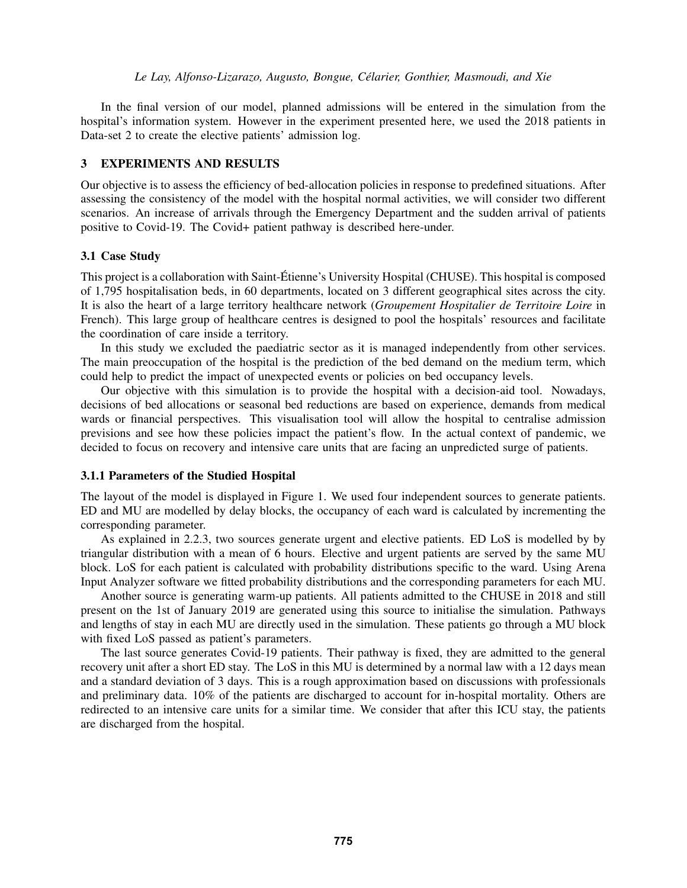In the final version of our model, planned admissions will be entered in the simulation from the hospital's information system. However in the experiment presented here, we used the 2018 patients in Data-set 2 to create the elective patients' admission log.

## 3 EXPERIMENTS AND RESULTS

Our objective is to assess the efficiency of bed-allocation policies in response to predefined situations. After assessing the consistency of the model with the hospital normal activities, we will consider two different scenarios. An increase of arrivals through the Emergency Department and the sudden arrival of patients positive to Covid-19. The Covid+ patient pathway is described here-under.

### 3.1 Case Study

This project is a collaboration with Saint-Étienne's University Hospital (CHUSE). This hospital is composed of 1,795 hospitalisation beds, in 60 departments, located on 3 different geographical sites across the city. It is also the heart of a large territory healthcare network (*Groupement Hospitalier de Territoire Loire* in French). This large group of healthcare centres is designed to pool the hospitals' resources and facilitate the coordination of care inside a territory.

In this study we excluded the paediatric sector as it is managed independently from other services. The main preoccupation of the hospital is the prediction of the bed demand on the medium term, which could help to predict the impact of unexpected events or policies on bed occupancy levels.

Our objective with this simulation is to provide the hospital with a decision-aid tool. Nowadays, decisions of bed allocations or seasonal bed reductions are based on experience, demands from medical wards or financial perspectives. This visualisation tool will allow the hospital to centralise admission previsions and see how these policies impact the patient's flow. In the actual context of pandemic, we decided to focus on recovery and intensive care units that are facing an unpredicted surge of patients.

#### 3.1.1 Parameters of the Studied Hospital

The layout of the model is displayed in Figure 1. We used four independent sources to generate patients. ED and MU are modelled by delay blocks, the occupancy of each ward is calculated by incrementing the corresponding parameter.

As explained in 2.2.3, two sources generate urgent and elective patients. ED LoS is modelled by by triangular distribution with a mean of 6 hours. Elective and urgent patients are served by the same MU block. LoS for each patient is calculated with probability distributions specific to the ward. Using Arena Input Analyzer software we fitted probability distributions and the corresponding parameters for each MU.

Another source is generating warm-up patients. All patients admitted to the CHUSE in 2018 and still present on the 1st of January 2019 are generated using this source to initialise the simulation. Pathways and lengths of stay in each MU are directly used in the simulation. These patients go through a MU block with fixed LoS passed as patient's parameters.

The last source generates Covid-19 patients. Their pathway is fixed, they are admitted to the general recovery unit after a short ED stay. The LoS in this MU is determined by a normal law with a 12 days mean and a standard deviation of 3 days. This is a rough approximation based on discussions with professionals and preliminary data. 10% of the patients are discharged to account for in-hospital mortality. Others are redirected to an intensive care units for a similar time. We consider that after this ICU stay, the patients are discharged from the hospital.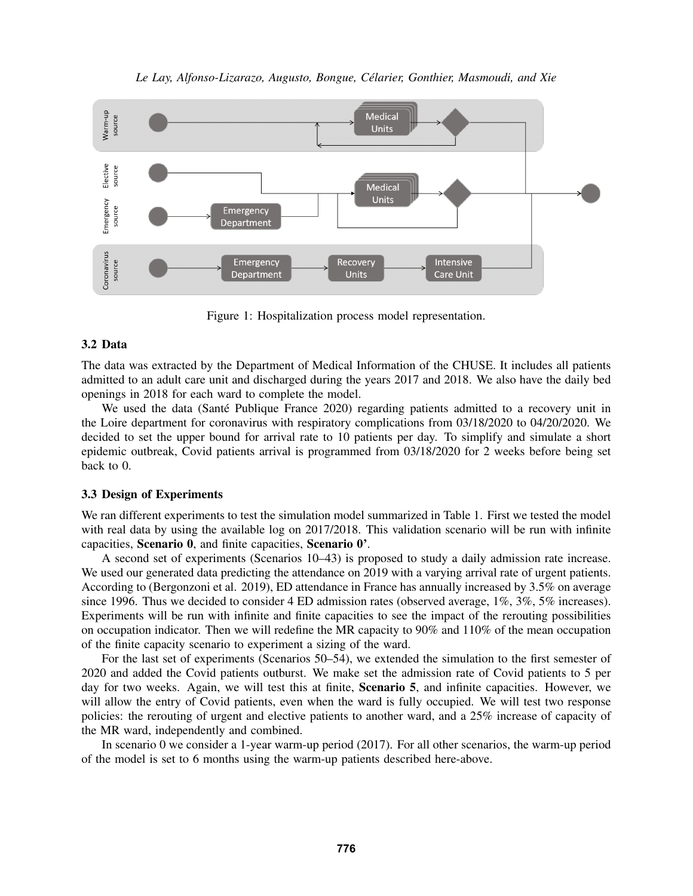Figure 1: Hospitalization process model representation.

### 3.2 Data

The data was extracted by the Department of Medical Information of the CHUSE. It includes all patients admitted to an adult care unit and discharged during the years 2017 and 2018. We also have the daily bed openings in 2018 for each ward to complete the model.

We used the data (Santé Publique France 2020) regarding patients admitted to a recovery unit in the Loire department for coronavirus with respiratory complications from 03/18/2020 to 04/20/2020. We decided to set the upper bound for arrival rate to 10 patients per day. To simplify and simulate a short epidemic outbreak, Covid patients arrival is programmed from 03/18/2020 for 2 weeks before being set back to 0.

### 3.3 Design of Experiments

We ran different experiments to test the simulation model summarized in Table 1. First we tested the model with real data by using the available log on 2017/2018. This validation scenario will be run with infinite capacities, **Scenario 0**, and finite capacities, **Scenario 0'**.

A second set of experiments (Scenarios 10–43) is proposed to study a daily admission rate increase. We used our generated data predicting the attendance on 2019 with a varying arrival rate of urgent patients. According to (Bergonzoni et al. 2019), ED attendance in France has annually increased by 3.5% on average since 1996. Thus we decided to consider 4 ED admission rates (observed average, 1%, 3%, 5% increases). Experiments will be run with infinite and finite capacities to see the impact of the rerouting possibilities on occupation indicator. Then we will redefine the MR capacity to 90% and 110% of the mean occupation of the finite capacity scenario to experiment a sizing of the ward.

For the last set of experiments (Scenarios 50–54), we extended the simulation to the first semester of 2020 and added the Covid patients outburst. We make set the admission rate of Covid patients to 5 per day for two weeks. Again, we will test this at finite, **Scenario 5**, and infinite capacities. However, we will allow the entry of Covid patients, even when the ward is fully occupied. We will test two response policies: the rerouting of urgent and elective patients to another ward, and a 25% increase of capacity of the MR ward, independently and combined.

In scenario 0 we consider a 1-year warm-up period (2017). For all other scenarios, the warm-up period of the model is set to 6 months using the warm-up patients described here-above.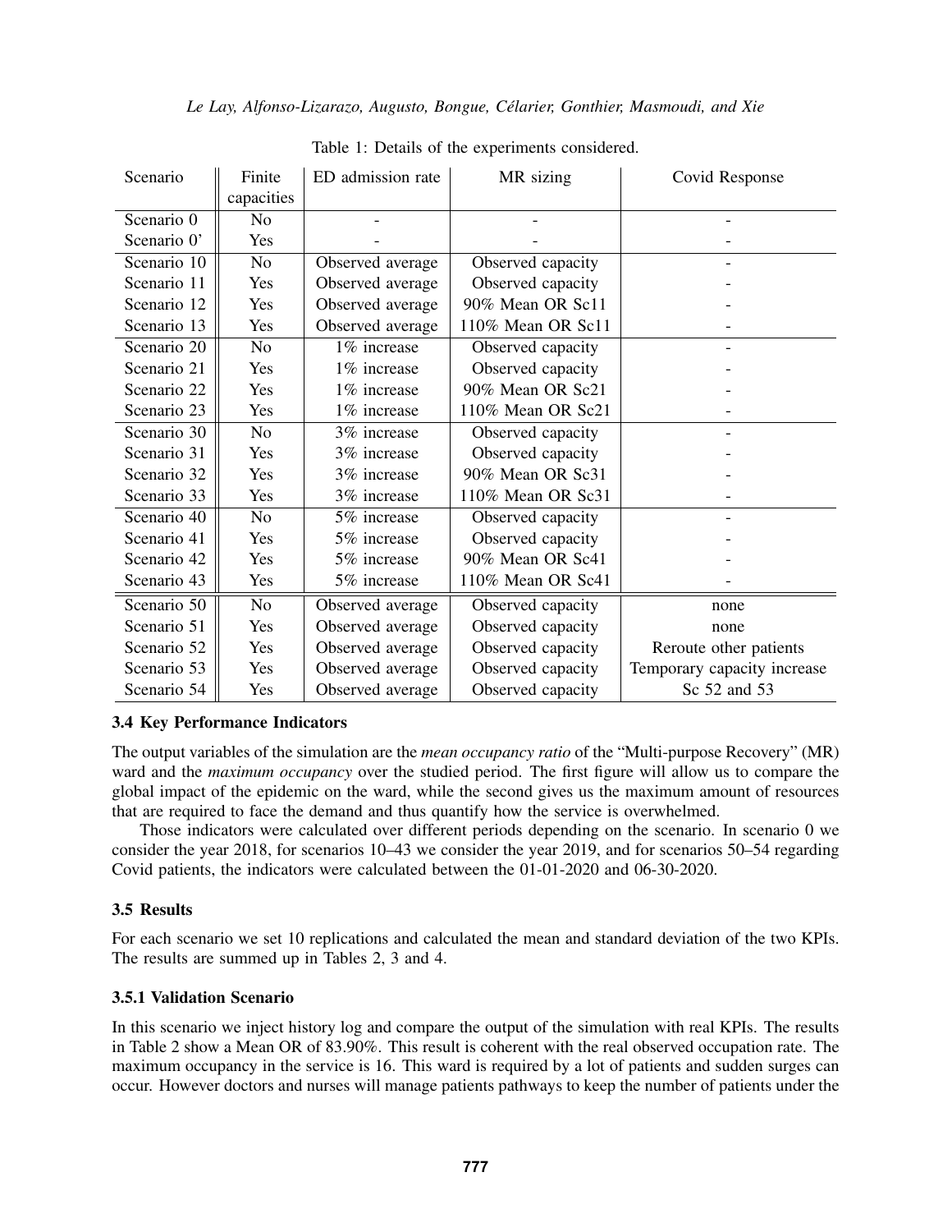Table 1: Details of the experiments considered.

| Scenario | Finite capacities | ED admission rate | MR sizing | Covid Response |
|---|---|---|---|---|
| Scenario 0 | No | - | - | - |
| Scenario 0' | Yes | - | - | - |
| Scenario 10 | No | Observed average | Observed capacity | - |
| Scenario 11 | Yes | Observed average | Observed capacity | - |
| Scenario 12 | Yes | Observed average | 90% Mean OR Sc11 | - |
| Scenario 13 | Yes | Observed average | 110% Mean OR Sc11 | - |
| Scenario 20 | No | 1% increase | Observed capacity | - |
| Scenario 21 | Yes | 1% increase | Observed capacity | - |
| Scenario 22 | Yes | 1% increase | 90% Mean OR Sc21 | - |
| Scenario 23 | Yes | 1% increase | 110% Mean OR Sc21 | - |
| Scenario 30 | No | 3% increase | Observed capacity | - |
| Scenario 31 | Yes | 3% increase | Observed capacity | - |
| Scenario 32 | Yes | 3% increase | 90% Mean OR Sc31 | - |
| Scenario 33 | Yes | 3% increase | 110% Mean OR Sc31 | - |
| Scenario 40 | No | 5% increase | Observed capacity | - |
| Scenario 41 | Yes | 5% increase | Observed capacity | - |
| Scenario 42 | Yes | 5% increase | 90% Mean OR Sc41 | - |
| Scenario 43 | Yes | 5% increase | 110% Mean OR Sc41 | - |
| Scenario 50 | No | Observed average | Observed capacity | none |
| Scenario 51 | Yes | Observed average | Observed capacity | none |
| Scenario 52 | Yes | Observed average | Observed capacity | Reroute other patients |
| Scenario 53 | Yes | Observed average | Observed capacity | Temporary capacity increase |
| Scenario 54 | Yes | Observed average | Observed capacity | Sc 52 and 53 |

### 3.4 Key Performance Indicators

The output variables of the simulation are the *mean occupancy ratio* of the "Multi-purpose Recovery" (MR) ward and the *maximum occupancy* over the studied period. The first figure will allow us to compare the global impact of the epidemic on the ward, while the second gives us the maximum amount of resources that are required to face the demand and thus quantify how the service is overwhelmed.

Those indicators were calculated over different periods depending on the scenario. In scenario 0 we consider the year 2018, for scenarios 10–43 we consider the year 2019, and for scenarios 50–54 regarding Covid patients, the indicators were calculated between the 01-01-2020 and 06-30-2020.

### 3.5 Results

For each scenario we set 10 replications and calculated the mean and standard deviation of the two KPIs. The results are summed up in Tables 2, 3 and 4.

#### 3.5.1 Validation Scenario

In this scenario we inject history log and compare the output of the simulation with real KPIs. The results in Table 2 show a Mean OR of 83.90%. This result is coherent with the real observed occupation rate. The maximum occupancy in the service is 16. This ward is required by a lot of patients and sudden surges can occur. However doctors and nurses will manage patients pathways to keep the number of patients under the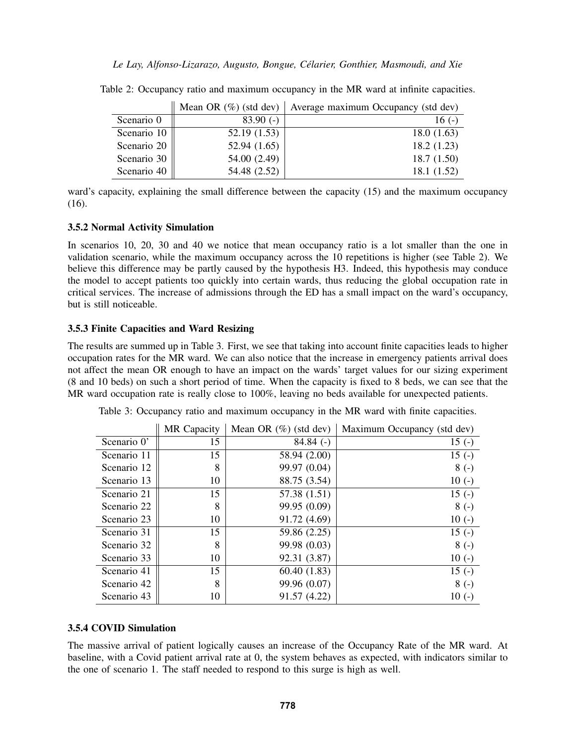Table 2: Occupancy ratio and maximum occupancy in the MR ward at infinite capacities.

| | Mean OR (%) (std dev) | Average maximum Occupancy (std dev) |
|---|---|---|
| Scenario 0 | 83.90 (-) | 16 (-) |
| Scenario 10 | 52.19 (1.53) | 18.0 (1.63) |
| Scenario 20 | 52.94 (1.65) | 18.2 (1.23) |
| Scenario 30 | 54.00 (2.49) | 18.7 (1.50) |
| Scenario 40 | 54.48 (2.52) | 18.1 (1.52) |

ward's capacity, explaining the small difference between the capacity (15) and the maximum occupancy (16).

### 3.5.2 Normal Activity Simulation

In scenarios 10, 20, 30 and 40 we notice that mean occupancy ratio is a lot smaller than the one in validation scenario, while the maximum occupancy across the 10 repetitions is higher (see Table 2). We believe this difference may be partly caused by the hypothesis H3. Indeed, this hypothesis may conduce the model to accept patients too quickly into certain wards, thus reducing the global occupation rate in critical services. The increase of admissions through the ED has a small impact on the ward's occupancy, but is still noticeable.

### 3.5.3 Finite Capacities and Ward Resizing

The results are summed up in Table 3. First, we see that taking into account finite capacities leads to higher occupation rates for the MR ward. We can also notice that the increase in emergency patients arrival does not affect the mean OR enough to have an impact on the wards' target values for our sizing experiment (8 and 10 beds) on such a short period of time. When the capacity is fixed to 8 beds, we can see that the MR ward occupation rate is really close to 100%, leaving no beds available for unexpected patients.

Table 3: Occupancy ratio and maximum occupancy in the MR ward with finite capacities.

| | MR Capacity | Mean OR (%) (std dev) | Maximum Occupancy (std dev) |
|---|---|---|---|
| Scenario 0' | 15 | 84.84 (-) | 15 (-) |
| Scenario 11 | 15 | 58.94 (2.00) | 15 (-) |
| Scenario 12 | 8 | 99.97 (0.04) | 8 (-) |
| Scenario 13 | 10 | 88.75 (3.54) | 10 (-) |
| Scenario 21 | 15 | 57.38 (1.51) | 15 (-) |
| Scenario 22 | 8 | 99.95 (0.09) | 8 (-) |
| Scenario 23 | 10 | 91.72 (4.69) | 10 (-) |
| Scenario 31 | 15 | 59.86 (2.25) | 15 (-) |
| Scenario 32 | 8 | 99.98 (0.03) | 8 (-) |
| Scenario 33 | 10 | 92.31 (3.87) | 10 (-) |
| Scenario 41 | 15 | 60.40 (1.83) | 15 (-) |
| Scenario 42 | 8 | 99.96 (0.07) | 8 (-) |
| Scenario 43 | 10 | 91.57 (4.22) | 10 (-) |

### 3.5.4 COVID Simulation

The massive arrival of patient logically causes an increase of the Occupancy Rate of the MR ward. At baseline, with a Covid patient arrival rate at 0, the system behaves as expected, with indicators similar to the one of scenario 1. The staff needed to respond to this surge is high as well.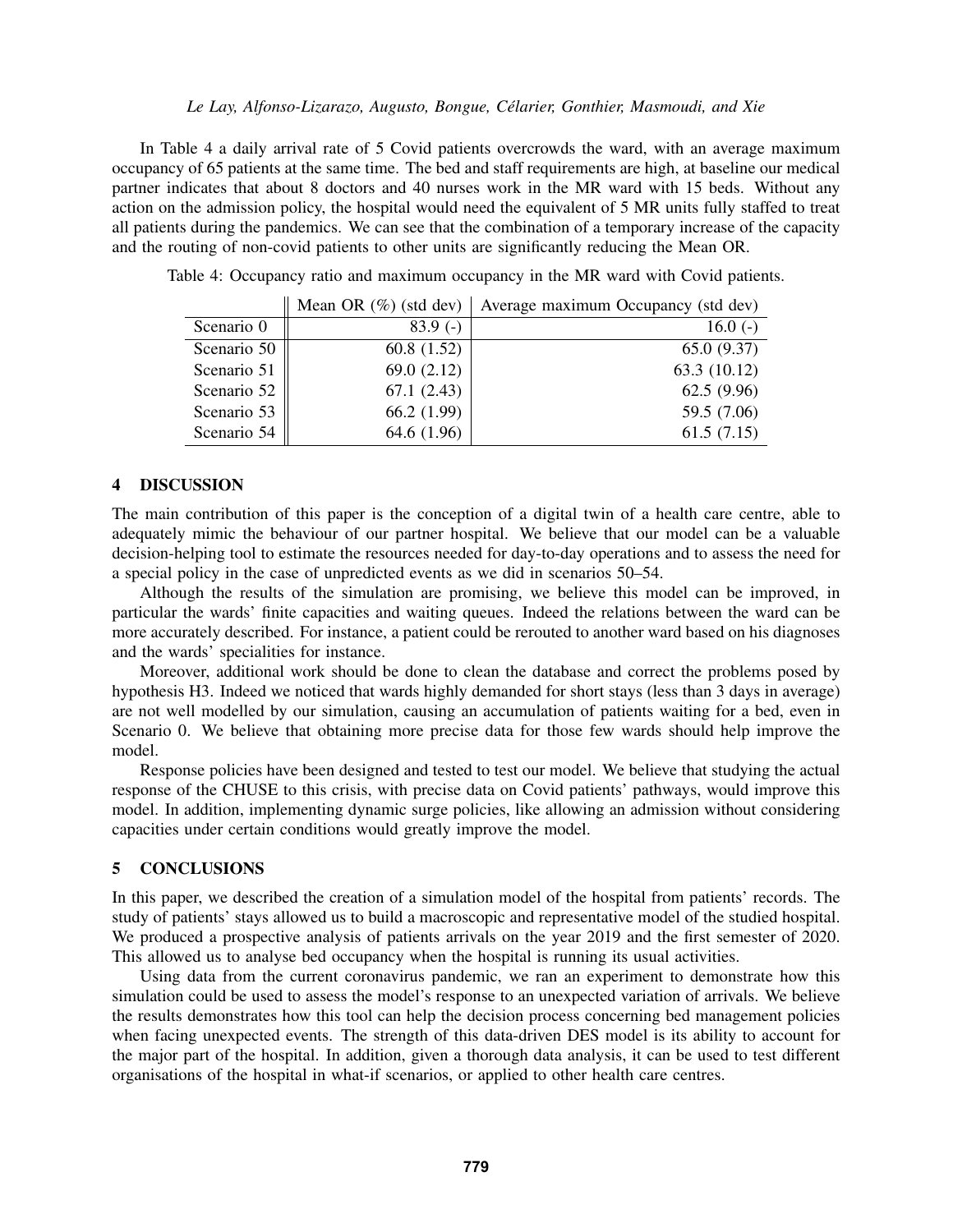In Table 4 a daily arrival rate of 5 Covid patients overcrowds the ward, with an average maximum occupancy of 65 patients at the same time. The bed and staff requirements are high, at baseline our medical partner indicates that about 8 doctors and 40 nurses work in the MR ward with 15 beds. Without any action on the admission policy, the hospital would need the equivalent of 5 MR units fully staffed to treat all patients during the pandemics. We can see that the combination of a temporary increase of the capacity and the routing of non-covid patients to other units are significantly reducing the Mean OR.

Table 4: Occupancy ratio and maximum occupancy in the MR ward with Covid patients.

| | Mean OR (%) (std dev) | Average maximum Occupancy (std dev) |
|---|---|---|
| Scenario 0 | 83.9 (-) | 16.0 (-) |
| Scenario 50 | 60.8 (1.52) | 65.0 (9.37) |
| Scenario 51 | 69.0 (2.12) | 63.3 (10.12) |
| Scenario 52 | 67.1 (2.43) | 62.5 (9.96) |
| Scenario 53 | 66.2 (1.99) | 59.5 (7.06) |
| Scenario 54 | 64.6 (1.96) | 61.5 (7.15) |

## 4 DISCUSSION

The main contribution of this paper is the conception of a digital twin of a health care centre, able to adequately mimic the behaviour of our partner hospital. We believe that our model can be a valuable decision-helping tool to estimate the resources needed for day-to-day operations and to assess the need for a special policy in the case of unpredicted events as we did in scenarios 50–54.

Although the results of the simulation are promising, we believe this model can be improved, in particular the wards' finite capacities and waiting queues. Indeed the relations between the ward can be more accurately described. For instance, a patient could be rerouted to another ward based on his diagnoses and the wards' specialities for instance.

Moreover, additional work should be done to clean the database and correct the problems posed by hypothesis H3. Indeed we noticed that wards highly demanded for short stays (less than 3 days in average) are not well modelled by our simulation, causing an accumulation of patients waiting for a bed, even in Scenario 0. We believe that obtaining more precise data for those few wards should help improve the model.

Response policies have been designed and tested to test our model. We believe that studying the actual response of the CHUSE to this crisis, with precise data on Covid patients' pathways, would improve this model. In addition, implementing dynamic surge policies, like allowing an admission without considering capacities under certain conditions would greatly improve the model.

## 5 CONCLUSIONS

In this paper, we described the creation of a simulation model of the hospital from patients' records. The study of patients' stays allowed us to build a macroscopic and representative model of the studied hospital. We produced a prospective analysis of patients arrivals on the year 2019 and the first semester of 2020. This allowed us to analyse bed occupancy when the hospital is running its usual activities.

Using data from the current coronavirus pandemic, we ran an experiment to demonstrate how this simulation could be used to assess the model's response to an unexpected variation of arrivals. We believe the results demonstrates how this tool can help the decision process concerning bed management policies when facing unexpected events. The strength of this data-driven DES model is its ability to account for the major part of the hospital. In addition, given a thorough data analysis, it can be used to test different organisations of the hospital in what-if scenarios, or applied to other health care centres.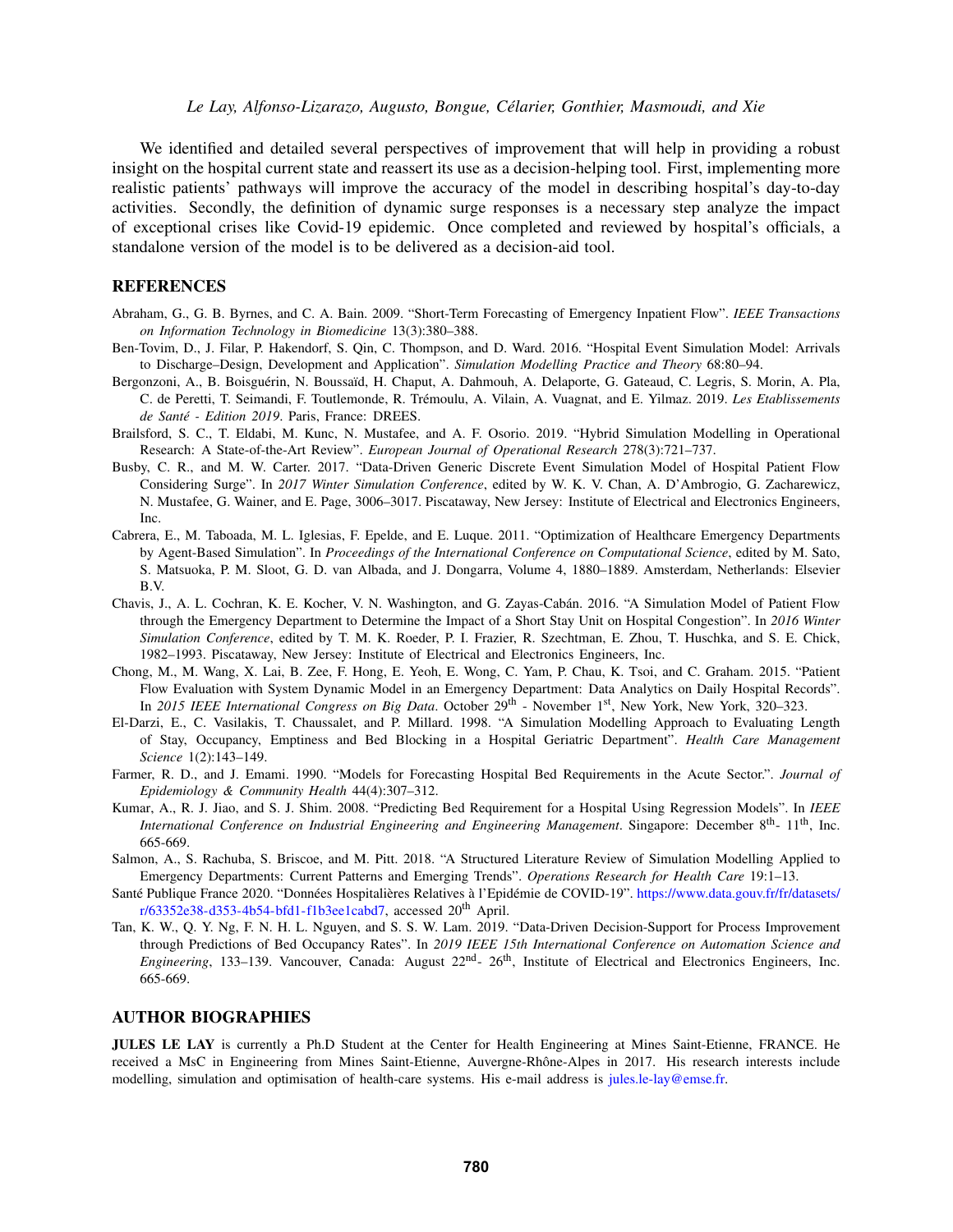We identified and detailed several perspectives of improvement that will help in providing a robust insight on the hospital current state and reassert its use as a decision-helping tool. First, implementing more realistic patients' pathways will improve the accuracy of the model in describing hospital's day-to-day activities. Secondly, the definition of dynamic surge responses is a necessary step analyze the impact of exceptional crises like Covid-19 epidemic. Once completed and reviewed by hospital's officials, a standalone version of the model is to be delivered as a decision-aid tool.

## REFERENCES

Abraham, G., G. B. Byrnes, and C. A. Bain. 2009. "Short-Term Forecasting of Emergency Inpatient Flow". *IEEE Transactions on Information Technology in Biomedicine* 13(3):380–388.

Ben-Tovim, D., J. Filar, P. Hakendorf, S. Qin, C. Thompson, and D. Ward. 2016. "Hospital Event Simulation Model: Arrivals to Discharge–Design, Development and Application". *Simulation Modelling Practice and Theory* 68:80–94.

Bergonzoni, A., B. Boisguérin, N. Boussaïd, H. Chaput, A. Dahmouh, A. Delaporte, G. Gateaud, C. Legris, S. Morin, A. Pla, C. de Peretti, T. Seimandi, F. Toutlemonde, R. Trémoulu, A. Vilain, A. Vuagnat, and E. Yilmaz. 2019. *Les Etablissements de Santé - Edition 2019*. Paris, France: DREES.

Brailsford, S. C., T. Eldabi, M. Kunc, N. Mustafee, and A. F. Osorio. 2019. "Hybrid Simulation Modelling in Operational Research: A State-of-the-Art Review". *European Journal of Operational Research* 278(3):721–737.

Busby, C. R., and M. W. Carter. 2017. "Data-Driven Generic Discrete Event Simulation Model of Hospital Patient Flow Considering Surge". In *2017 Winter Simulation Conference*, edited by W. K. V. Chan, A. D'Ambrogio, G. Zacharewicz, N. Mustafee, G. Wainer, and E. Page, 3006–3017. Piscataway, New Jersey: Institute of Electrical and Electronics Engineers, Inc.

Cabrera, E., M. Taboada, M. L. Iglesias, F. Epelde, and E. Luque. 2011. "Optimization of Healthcare Emergency Departments by Agent-Based Simulation". In *Proceedings of the International Conference on Computational Science*, edited by M. Sato, S. Matsuoka, P. M. Sloot, G. D. van Albada, and J. Dongarra, Volume 4, 1880–1889. Amsterdam, Netherlands: Elsevier B.V.

Chavis, J., A. L. Cochran, K. E. Kocher, V. N. Washington, and G. Zayas-Cabán. 2016. "A Simulation Model of Patient Flow through the Emergency Department to Determine the Impact of a Short Stay Unit on Hospital Congestion". In *2016 Winter Simulation Conference*, edited by T. M. K. Roeder, P. I. Frazier, R. Szechtman, E. Zhou, T. Huschka, and S. E. Chick, 1982–1993. Piscataway, New Jersey: Institute of Electrical and Electronics Engineers, Inc.

Chong, M., M. Wang, X. Lai, B. Zee, F. Hong, E. Yeoh, E. Wong, C. Yam, P. Chau, K. Tsoi, and C. Graham. 2015. "Patient Flow Evaluation with System Dynamic Model in an Emergency Department: Data Analytics on Daily Hospital Records". In *2015 IEEE International Congress on Big Data*. October 29th - November 1st, New York, New York, 320–323.

El-Darzi, E., C. Vasilakis, T. Chaussalet, and P. Millard. 1998. "A Simulation Modelling Approach to Evaluating Length of Stay, Occupancy, Emptiness and Bed Blocking in a Hospital Geriatric Department". *Health Care Management Science* 1(2):143–149.

Farmer, R. D., and J. Emami. 1990. "Models for Forecasting Hospital Bed Requirements in the Acute Sector.". *Journal of Epidemiology & Community Health* 44(4):307–312.

Kumar, A., R. J. Jiao, and S. J. Shim. 2008. "Predicting Bed Requirement for a Hospital Using Regression Models". In *IEEE International Conference on Industrial Engineering and Engineering Management*. Singapore: December 8th- 11th, Inc. 665-669.

Salmon, A., S. Rachuba, S. Briscoe, and M. Pitt. 2018. "A Structured Literature Review of Simulation Modelling Applied to Emergency Departments: Current Patterns and Emerging Trends". *Operations Research for Health Care* 19:1–13.

Santé Publique France 2020. "Données Hospitalières Relatives à l'Epidémie de COVID-19". https://www.data.gouv.fr/fr/datasets/r/63352e38-d353-4b54-bfd1-f1b3ee1cabd7, accessed 20th April.

Tan, K. W., Q. Y. Ng, F. N. H. L. Nguyen, and S. S. W. Lam. 2019. "Data-Driven Decision-Support for Process Improvement through Predictions of Bed Occupancy Rates". In *2019 IEEE 15th International Conference on Automation Science and Engineering*, 133–139. Vancouver, Canada: August 22nd- 26th, Institute of Electrical and Electronics Engineers, Inc. 665-669.

## AUTHOR BIOGRAPHIES

**JULES LE LAY** is currently a Ph.D Student at the Center for Health Engineering at Mines Saint-Etienne, FRANCE. He received a MsC in Engineering from Mines Saint-Etienne, Auvergne-Rhône-Alpes in 2017. His research interests include modelling, simulation and optimisation of health-care systems. His e-mail address is jules.le-lay@emse.fr.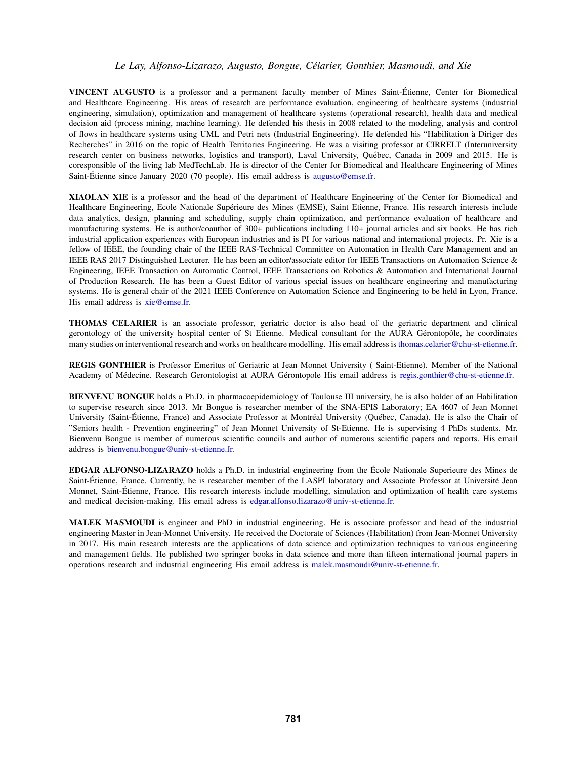**VINCENT AUGUSTO** is a professor and a permanent faculty member of Mines Saint-Étienne, Center for Biomedical and Healthcare Engineering. His areas of research are performance evaluation, engineering of healthcare systems (industrial engineering, simulation), optimization and management of healthcare systems (operational research), health data and medical decision aid (process mining, machine learning). He defended his thesis in 2008 related to the modeling, analysis and control of flows in healthcare systems using UML and Petri nets (Industrial Engineering). He defended his "Habilitation à Diriger des Recherches" in 2016 on the topic of Health Territories Engineering. He was a visiting professor at CIRRELT (Interuniversity research center on business networks, logistics and transport), Laval University, Québec, Canada in 2009 and 2015. He is coresponsible of the living lab MedTechLab. He is director of the Center for Biomedical and Healthcare Engineering of Mines Saint-Étienne since January 2020 (70 people). His email address is augusto@emse.fr.

**XIAOLAN XIE** is a professor and the head of the department of Healthcare Engineering of the Center for Biomedical and Healthcare Engineering, Ecole Nationale Supérieure des Mines (EMSE), Saint Etienne, France. His research interests include data analytics, design, planning and scheduling, supply chain optimization, and performance evaluation of healthcare and manufacturing systems. He is author/coauthor of 300+ publications including 110+ journal articles and six books. He has rich industrial application experiences with European industries and is PI for various national and international projects. Pr. Xie is a fellow of IEEE, the founding chair of the IEEE RAS-Technical Committee on Automation in Health Care Management and an IEEE RAS 2017 Distinguished Lecturer. He has been an editor/associate editor for IEEE Transactions on Automation Science & Engineering, IEEE Transaction on Automatic Control, IEEE Transactions on Robotics & Automation and International Journal of Production Research. He has been a Guest Editor of various special issues on healthcare engineering and manufacturing systems. He is general chair of the 2021 IEEE Conference on Automation Science and Engineering to be held in Lyon, France. His email address is xie@emse.fr.

**THOMAS CELARIER** is an associate professor, geriatric doctor is also head of the geriatric department and clinical gerontology of the university hospital center of St Etienne. Medical consultant for the AURA Gérontopôle, he coordinates many studies on interventional research and works on healthcare modelling. His email address is thomas.celarier@chu-st-etienne.fr.

**REGIS GONTHIER** is Professor Emeritus of Geriatric at Jean Monnet University ( Saint-Etienne). Member of the National Academy of Médecine. Research Gerontologist at AURA Gérontopole His email address is regis.gonthier@chu-st-etienne.fr.

**BIENVENU BONGUE** holds a Ph.D. in pharmacoepidemiology of Toulouse III university, he is also holder of an Habilitation to supervise research since 2013. Mr Bongue is researcher member of the SNA-EPIS Laboratory; EA 4607 of Jean Monnet University (Saint-Étienne, France) and Associate Professor at Montréal University (Québec, Canada). He is also the Chair of "Seniors health - Prevention engineering" of Jean Monnet University of St-Etienne. He is supervising 4 PhDs students. Mr. Bienvenu Bongue is member of numerous scientific councils and author of numerous scientific papers and reports. His email address is bienvenu.bongue@univ-st-etienne.fr.

**EDGAR ALFONSO-LIZARAZO** holds a Ph.D. in industrial engineering from the École Nationale Superieure des Mines de Saint-Étienne, France. Currently, he is researcher member of the LASPI laboratory and Associate Professor at Université Jean Monnet, Saint-Étienne, France. His research interests include modelling, simulation and optimization of health care systems and medical decision-making. His email adress is edgar.alfonso.lizarazo@univ-st-etienne.fr.

**MALEK MASMOUDI** is engineer and PhD in industrial engineering. He is associate professor and head of the industrial engineering Master in Jean-Monnet University. He received the Doctorate of Sciences (Habilitation) from Jean-Monnet University in 2017. His main research interests are the applications of data science and optimization techniques to various engineering and management fields. He published two springer books in data science and more than fifteen international journal papers in operations research and industrial engineering His email address is malek.masmoudi@univ-st-etienne.fr.